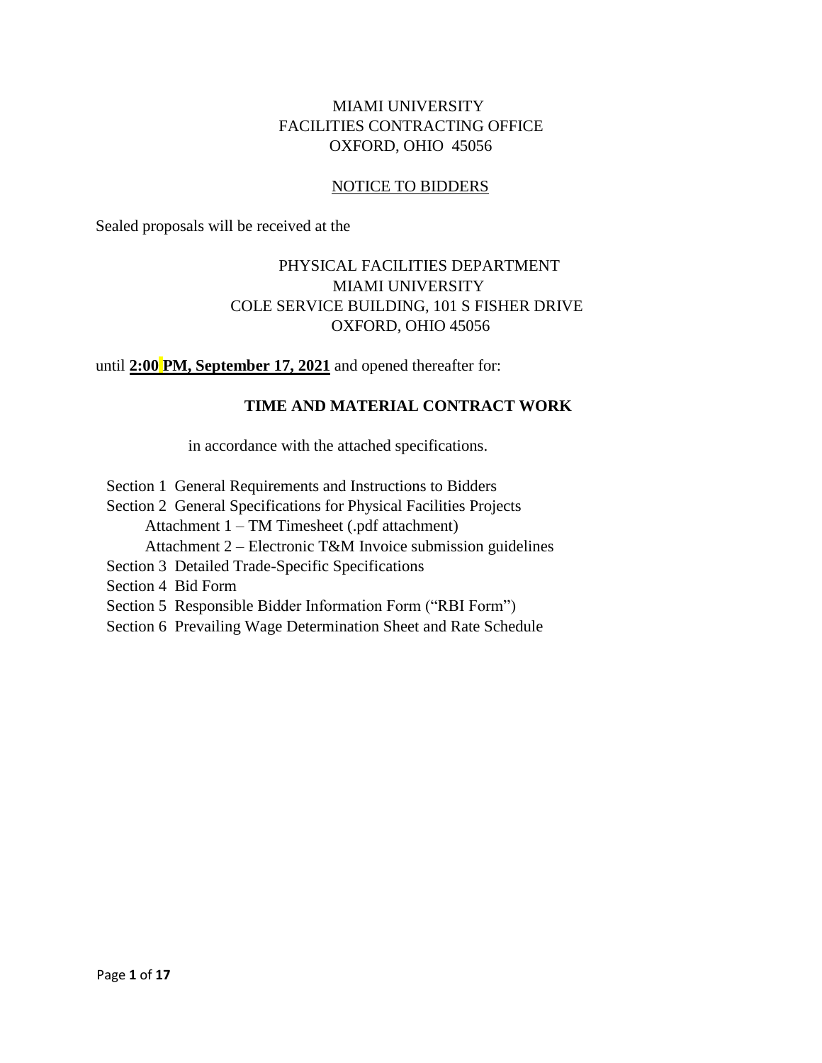MIAMI UNIVERSITY
FACILITIES CONTRACTING OFFICE
OXFORD, OHIO 45056

NOTICE TO BIDDERS

Sealed proposals will be received at the

PHYSICAL FACILITIES DEPARTMENT
MIAMI UNIVERSITY
COLE SERVICE BUILDING, 101 S FISHER DRIVE
OXFORD, OHIO 45056

until **2:00 PM, September 17, 2021** and opened thereafter for:

**TIME AND MATERIAL CONTRACT WORK**

in accordance with the attached specifications.

- Section 1 General Requirements and Instructions to Bidders
- Section 2 General Specifications for Physical Facilities Projects
  - Attachment 1 – TM Timesheet (.pdf attachment)
  - Attachment 2 – Electronic T&M Invoice submission guidelines
- Section 3 Detailed Trade-Specific Specifications
- Section 4 Bid Form
- Section 5 Responsible Bidder Information Form ("RBI Form")
- Section 6 Prevailing Wage Determination Sheet and Rate Schedule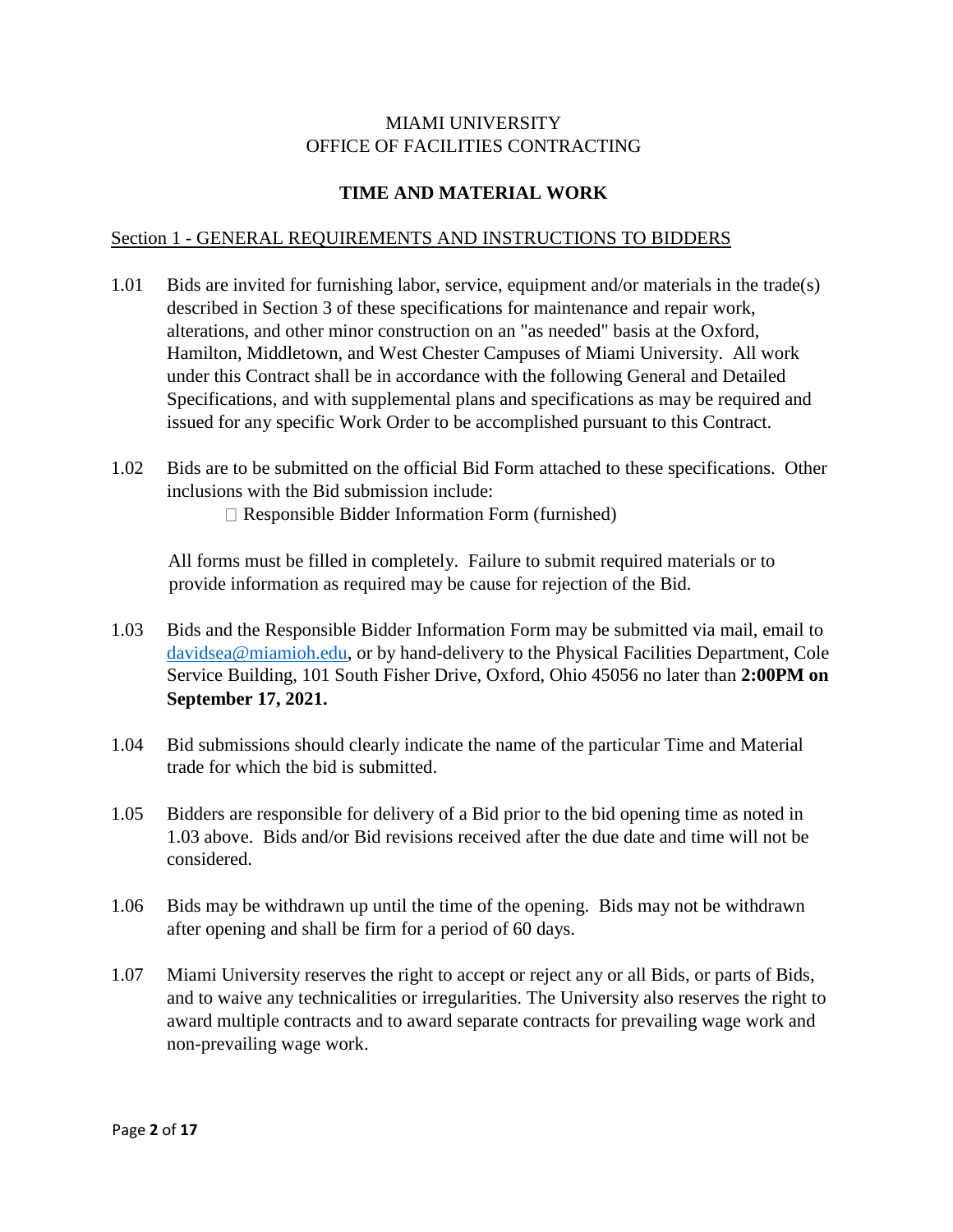MIAMI UNIVERSITY
OFFICE OF FACILITIES CONTRACTING

# TIME AND MATERIAL WORK

## Section 1 - GENERAL REQUIREMENTS AND INSTRUCTIONS TO BIDDERS

1.01 Bids are invited for furnishing labor, service, equipment and/or materials in the trade(s) described in Section 3 of these specifications for maintenance and repair work, alterations, and other minor construction on an "as needed" basis at the Oxford, Hamilton, Middletown, and West Chester Campuses of Miami University. All work under this Contract shall be in accordance with the following General and Detailed Specifications, and with supplemental plans and specifications as may be required and issued for any specific Work Order to be accomplished pursuant to this Contract.

1.02 Bids are to be submitted on the official Bid Form attached to these specifications. Other inclusions with the Bid submission include:

- Responsible Bidder Information Form (furnished)

All forms must be filled in completely. Failure to submit required materials or to provide information as required may be cause for rejection of the Bid.

1.03 Bids and the Responsible Bidder Information Form may be submitted via mail, email to davidsea@miamioh.edu, or by hand-delivery to the Physical Facilities Department, Cole Service Building, 101 South Fisher Drive, Oxford, Ohio 45056 no later than **2:00PM on September 17, 2021.**

1.04 Bid submissions should clearly indicate the name of the particular Time and Material trade for which the bid is submitted.

1.05 Bidders are responsible for delivery of a Bid prior to the bid opening time as noted in 1.03 above. Bids and/or Bid revisions received after the due date and time will not be considered.

1.06 Bids may be withdrawn up until the time of the opening. Bids may not be withdrawn after opening and shall be firm for a period of 60 days.

1.07 Miami University reserves the right to accept or reject any or all Bids, or parts of Bids, and to waive any technicalities or irregularities. The University also reserves the right to award multiple contracts and to award separate contracts for prevailing wage work and non-prevailing wage work.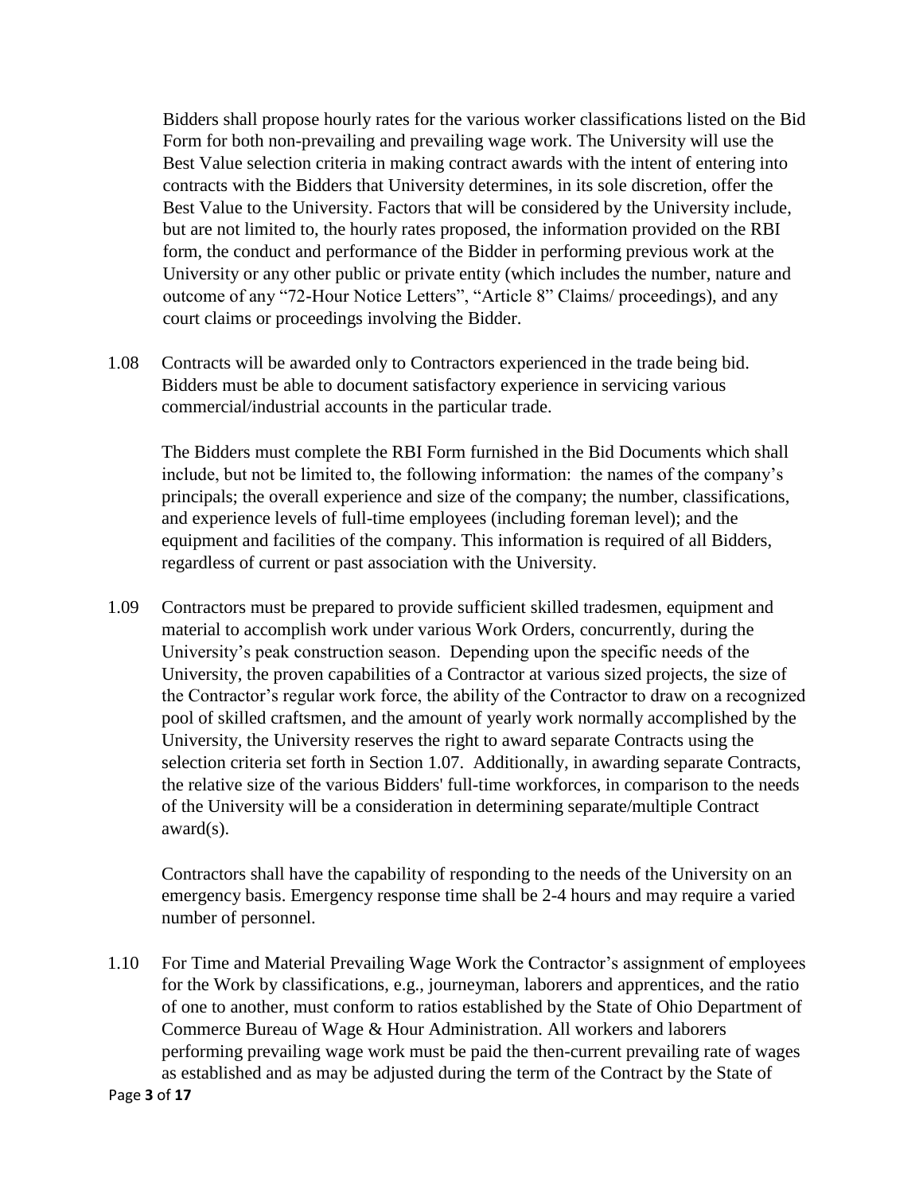Bidders shall propose hourly rates for the various worker classifications listed on the Bid Form for both non-prevailing and prevailing wage work. The University will use the Best Value selection criteria in making contract awards with the intent of entering into contracts with the Bidders that University determines, in its sole discretion, offer the Best Value to the University. Factors that will be considered by the University include, but are not limited to, the hourly rates proposed, the information provided on the RBI form, the conduct and performance of the Bidder in performing previous work at the University or any other public or private entity (which includes the number, nature and outcome of any "72-Hour Notice Letters", "Article 8" Claims/ proceedings), and any court claims or proceedings involving the Bidder.

1.08 Contracts will be awarded only to Contractors experienced in the trade being bid. Bidders must be able to document satisfactory experience in servicing various commercial/industrial accounts in the particular trade.

The Bidders must complete the RBI Form furnished in the Bid Documents which shall include, but not be limited to, the following information: the names of the company's principals; the overall experience and size of the company; the number, classifications, and experience levels of full-time employees (including foreman level); and the equipment and facilities of the company. This information is required of all Bidders, regardless of current or past association with the University.

1.09 Contractors must be prepared to provide sufficient skilled tradesmen, equipment and material to accomplish work under various Work Orders, concurrently, during the University's peak construction season. Depending upon the specific needs of the University, the proven capabilities of a Contractor at various sized projects, the size of the Contractor's regular work force, the ability of the Contractor to draw on a recognized pool of skilled craftsmen, and the amount of yearly work normally accomplished by the University, the University reserves the right to award separate Contracts using the selection criteria set forth in Section 1.07. Additionally, in awarding separate Contracts, the relative size of the various Bidders' full-time workforces, in comparison to the needs of the University will be a consideration in determining separate/multiple Contract award(s).

Contractors shall have the capability of responding to the needs of the University on an emergency basis. Emergency response time shall be 2-4 hours and may require a varied number of personnel.

1.10 For Time and Material Prevailing Wage Work the Contractor's assignment of employees for the Work by classifications, e.g., journeyman, laborers and apprentices, and the ratio of one to another, must conform to ratios established by the State of Ohio Department of Commerce Bureau of Wage & Hour Administration. All workers and laborers performing prevailing wage work must be paid the then-current prevailing rate of wages as established and as may be adjusted during the term of the Contract by the State of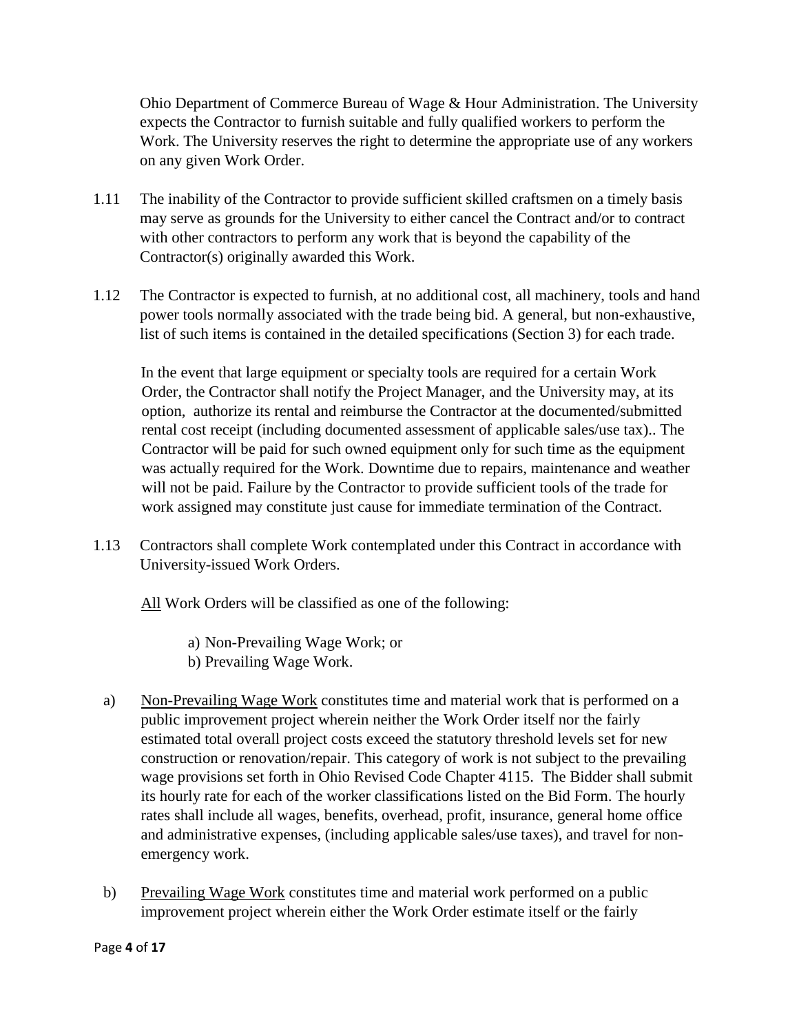Ohio Department of Commerce Bureau of Wage & Hour Administration. The University expects the Contractor to furnish suitable and fully qualified workers to perform the Work. The University reserves the right to determine the appropriate use of any workers on any given Work Order.

1.11 The inability of the Contractor to provide sufficient skilled craftsmen on a timely basis may serve as grounds for the University to either cancel the Contract and/or to contract with other contractors to perform any work that is beyond the capability of the Contractor(s) originally awarded this Work.

1.12 The Contractor is expected to furnish, at no additional cost, all machinery, tools and hand power tools normally associated with the trade being bid. A general, but non-exhaustive, list of such items is contained in the detailed specifications (Section 3) for each trade.

In the event that large equipment or specialty tools are required for a certain Work Order, the Contractor shall notify the Project Manager, and the University may, at its option, authorize its rental and reimburse the Contractor at the documented/submitted rental cost receipt (including documented assessment of applicable sales/use tax).. The Contractor will be paid for such owned equipment only for such time as the equipment was actually required for the Work. Downtime due to repairs, maintenance and weather will not be paid. Failure by the Contractor to provide sufficient tools of the trade for work assigned may constitute just cause for immediate termination of the Contract.

1.13 Contractors shall complete Work contemplated under this Contract in accordance with University-issued Work Orders.

<u>All</u> Work Orders will be classified as one of the following:

a) Non-Prevailing Wage Work; or
b) Prevailing Wage Work.

a) <u>Non-Prevailing Wage Work</u> constitutes time and material work that is performed on a public improvement project wherein neither the Work Order itself nor the fairly estimated total overall project costs exceed the statutory threshold levels set for new construction or renovation/repair. This category of work is not subject to the prevailing wage provisions set forth in Ohio Revised Code Chapter 4115. The Bidder shall submit its hourly rate for each of the worker classifications listed on the Bid Form. The hourly rates shall include all wages, benefits, overhead, profit, insurance, general home office and administrative expenses, (including applicable sales/use taxes), and travel for non-emergency work.

b) <u>Prevailing Wage Work</u> constitutes time and material work performed on a public improvement project wherein either the Work Order estimate itself or the fairly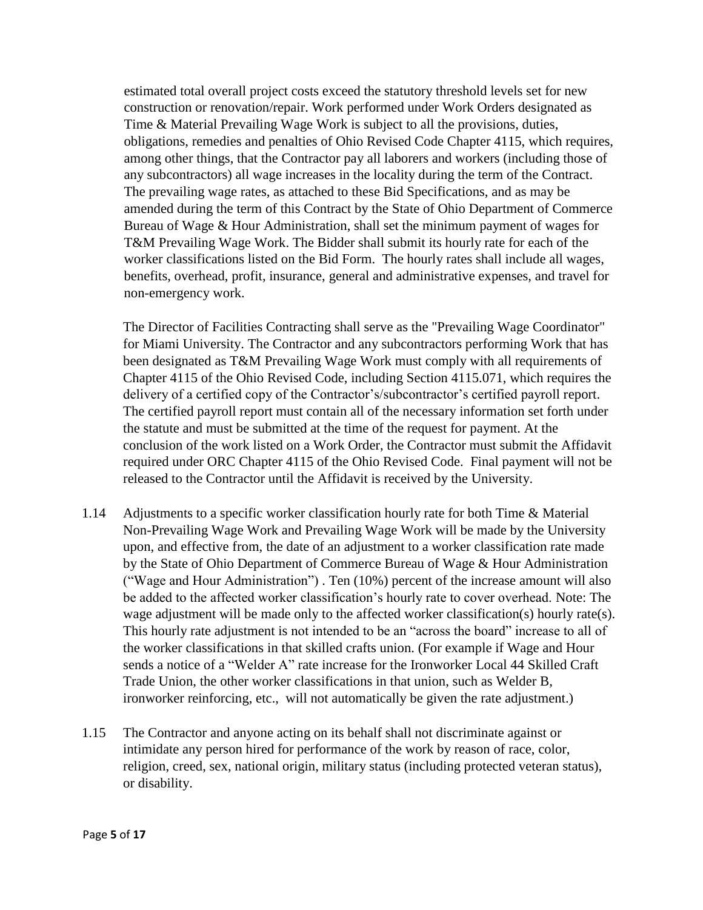estimated total overall project costs exceed the statutory threshold levels set for new construction or renovation/repair. Work performed under Work Orders designated as Time & Material Prevailing Wage Work is subject to all the provisions, duties, obligations, remedies and penalties of Ohio Revised Code Chapter 4115, which requires, among other things, that the Contractor pay all laborers and workers (including those of any subcontractors) all wage increases in the locality during the term of the Contract. The prevailing wage rates, as attached to these Bid Specifications, and as may be amended during the term of this Contract by the State of Ohio Department of Commerce Bureau of Wage & Hour Administration, shall set the minimum payment of wages for T&M Prevailing Wage Work. The Bidder shall submit its hourly rate for each of the worker classifications listed on the Bid Form. The hourly rates shall include all wages, benefits, overhead, profit, insurance, general and administrative expenses, and travel for non-emergency work.

The Director of Facilities Contracting shall serve as the "Prevailing Wage Coordinator" for Miami University. The Contractor and any subcontractors performing Work that has been designated as T&M Prevailing Wage Work must comply with all requirements of Chapter 4115 of the Ohio Revised Code, including Section 4115.071, which requires the delivery of a certified copy of the Contractor's/subcontractor's certified payroll report. The certified payroll report must contain all of the necessary information set forth under the statute and must be submitted at the time of the request for payment. At the conclusion of the work listed on a Work Order, the Contractor must submit the Affidavit required under ORC Chapter 4115 of the Ohio Revised Code. Final payment will not be released to the Contractor until the Affidavit is received by the University.

1.14 Adjustments to a specific worker classification hourly rate for both Time & Material Non-Prevailing Wage Work and Prevailing Wage Work will be made by the University upon, and effective from, the date of an adjustment to a worker classification rate made by the State of Ohio Department of Commerce Bureau of Wage & Hour Administration ("Wage and Hour Administration") . Ten (10%) percent of the increase amount will also be added to the affected worker classification's hourly rate to cover overhead. Note: The wage adjustment will be made only to the affected worker classification(s) hourly rate(s). This hourly rate adjustment is not intended to be an "across the board" increase to all of the worker classifications in that skilled crafts union. (For example if Wage and Hour sends a notice of a "Welder A" rate increase for the Ironworker Local 44 Skilled Craft Trade Union, the other worker classifications in that union, such as Welder B, ironworker reinforcing, etc., will not automatically be given the rate adjustment.)

1.15 The Contractor and anyone acting on its behalf shall not discriminate against or intimidate any person hired for performance of the work by reason of race, color, religion, creed, sex, national origin, military status (including protected veteran status), or disability.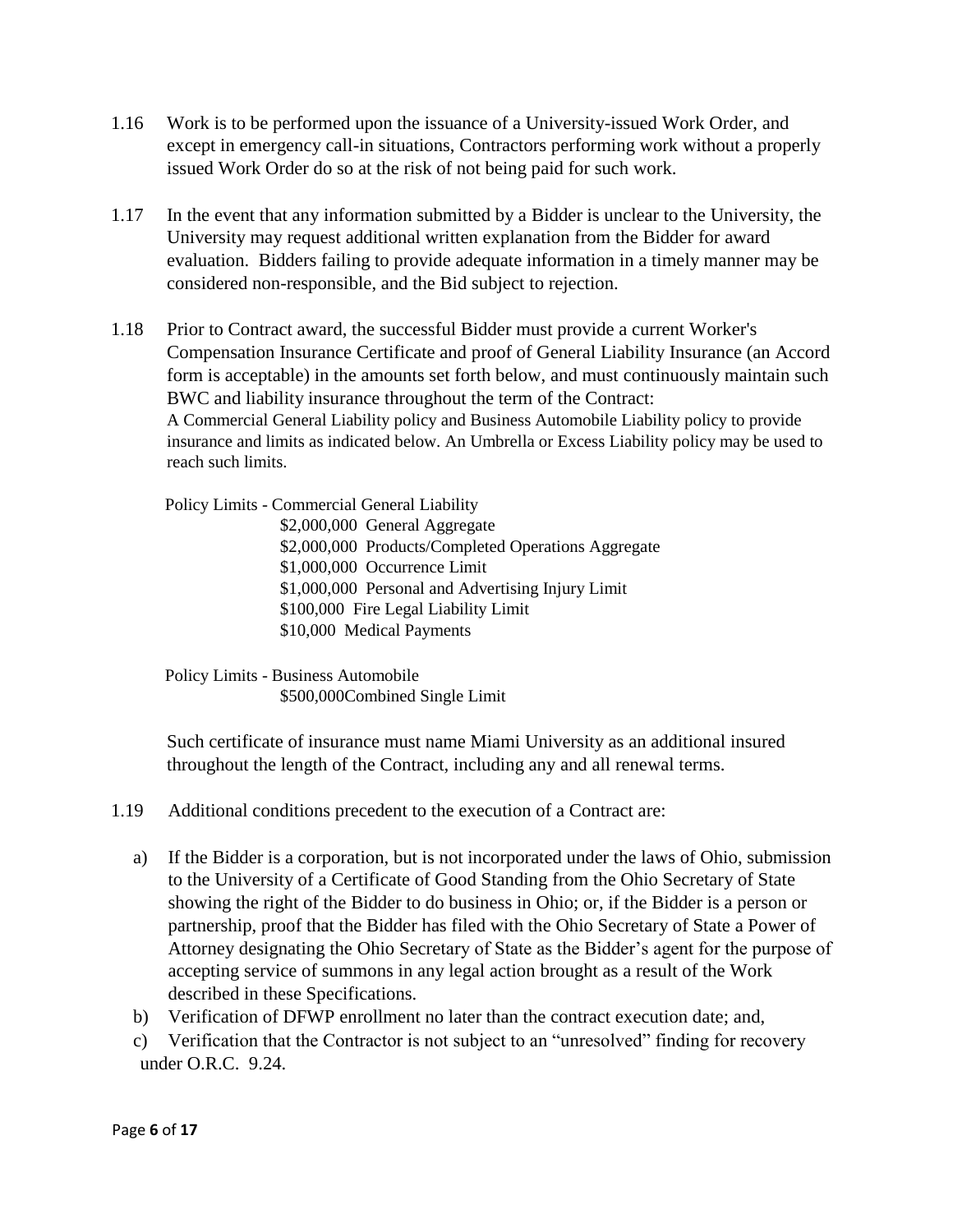1.16 Work is to be performed upon the issuance of a University-issued Work Order, and except in emergency call-in situations, Contractors performing work without a properly issued Work Order do so at the risk of not being paid for such work.

1.17 In the event that any information submitted by a Bidder is unclear to the University, the University may request additional written explanation from the Bidder for award evaluation. Bidders failing to provide adequate information in a timely manner may be considered non-responsible, and the Bid subject to rejection.

1.18 Prior to Contract award, the successful Bidder must provide a current Worker's Compensation Insurance Certificate and proof of General Liability Insurance (an Accord form is acceptable) in the amounts set forth below, and must continuously maintain such BWC and liability insurance throughout the term of the Contract:
A Commercial General Liability policy and Business Automobile Liability policy to provide insurance and limits as indicated below. An Umbrella or Excess Liability policy may be used to reach such limits.

Policy Limits - Commercial General Liability
- $2,000,000 General Aggregate
- $2,000,000 Products/Completed Operations Aggregate
- $1,000,000 Occurrence Limit
- $1,000,000 Personal and Advertising Injury Limit
- $100,000 Fire Legal Liability Limit
- $10,000 Medical Payments

Policy Limits - Business Automobile
- $500,000Combined Single Limit

Such certificate of insurance must name Miami University as an additional insured throughout the length of the Contract, including any and all renewal terms.

1.19 Additional conditions precedent to the execution of a Contract are:

a) If the Bidder is a corporation, but is not incorporated under the laws of Ohio, submission to the University of a Certificate of Good Standing from the Ohio Secretary of State showing the right of the Bidder to do business in Ohio; or, if the Bidder is a person or partnership, proof that the Bidder has filed with the Ohio Secretary of State a Power of Attorney designating the Ohio Secretary of State as the Bidder's agent for the purpose of accepting service of summons in any legal action brought as a result of the Work described in these Specifications.

b) Verification of DFWP enrollment no later than the contract execution date; and,

c) Verification that the Contractor is not subject to an "unresolved" finding for recovery under O.R.C. 9.24.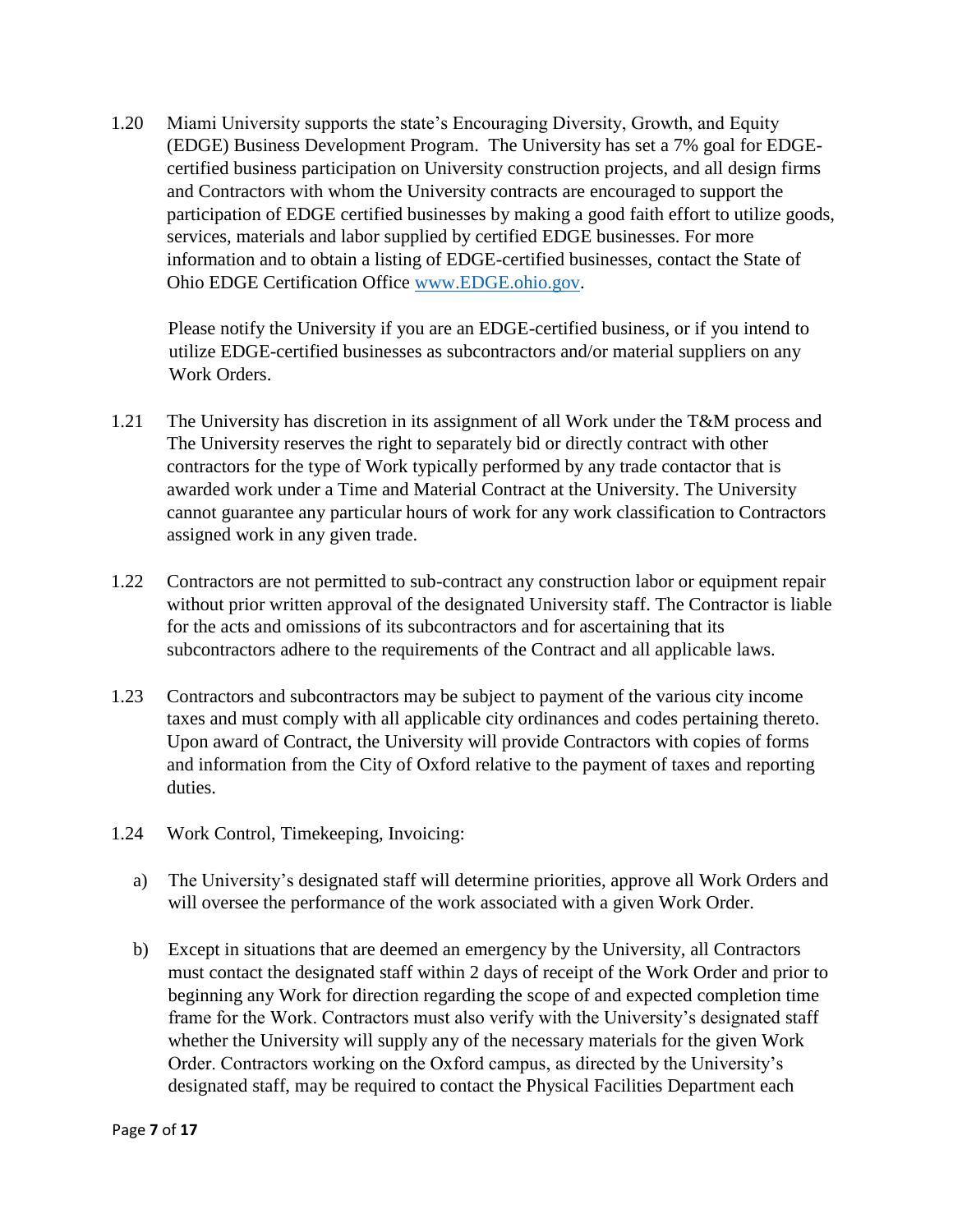1.20 Miami University supports the state's Encouraging Diversity, Growth, and Equity (EDGE) Business Development Program. The University has set a 7% goal for EDGE-certified business participation on University construction projects, and all design firms and Contractors with whom the University contracts are encouraged to support the participation of EDGE certified businesses by making a good faith effort to utilize goods, services, materials and labor supplied by certified EDGE businesses. For more information and to obtain a listing of EDGE-certified businesses, contact the State of Ohio EDGE Certification Office [www.EDGE.ohio.gov](http://www.EDGE.ohio.gov).

Please notify the University if you are an EDGE-certified business, or if you intend to utilize EDGE-certified businesses as subcontractors and/or material suppliers on any Work Orders.

1.21 The University has discretion in its assignment of all Work under the T&M process and The University reserves the right to separately bid or directly contract with other contractors for the type of Work typically performed by any trade contactor that is awarded work under a Time and Material Contract at the University. The University cannot guarantee any particular hours of work for any work classification to Contractors assigned work in any given trade.

1.22 Contractors are not permitted to sub-contract any construction labor or equipment repair without prior written approval of the designated University staff. The Contractor is liable for the acts and omissions of its subcontractors and for ascertaining that its subcontractors adhere to the requirements of the Contract and all applicable laws.

1.23 Contractors and subcontractors may be subject to payment of the various city income taxes and must comply with all applicable city ordinances and codes pertaining thereto. Upon award of Contract, the University will provide Contractors with copies of forms and information from the City of Oxford relative to the payment of taxes and reporting duties.

1.24 Work Control, Timekeeping, Invoicing:

a) The University's designated staff will determine priorities, approve all Work Orders and will oversee the performance of the work associated with a given Work Order.

b) Except in situations that are deemed an emergency by the University, all Contractors must contact the designated staff within 2 days of receipt of the Work Order and prior to beginning any Work for direction regarding the scope of and expected completion time frame for the Work. Contractors must also verify with the University's designated staff whether the University will supply any of the necessary materials for the given Work Order. Contractors working on the Oxford campus, as directed by the University's designated staff, may be required to contact the Physical Facilities Department each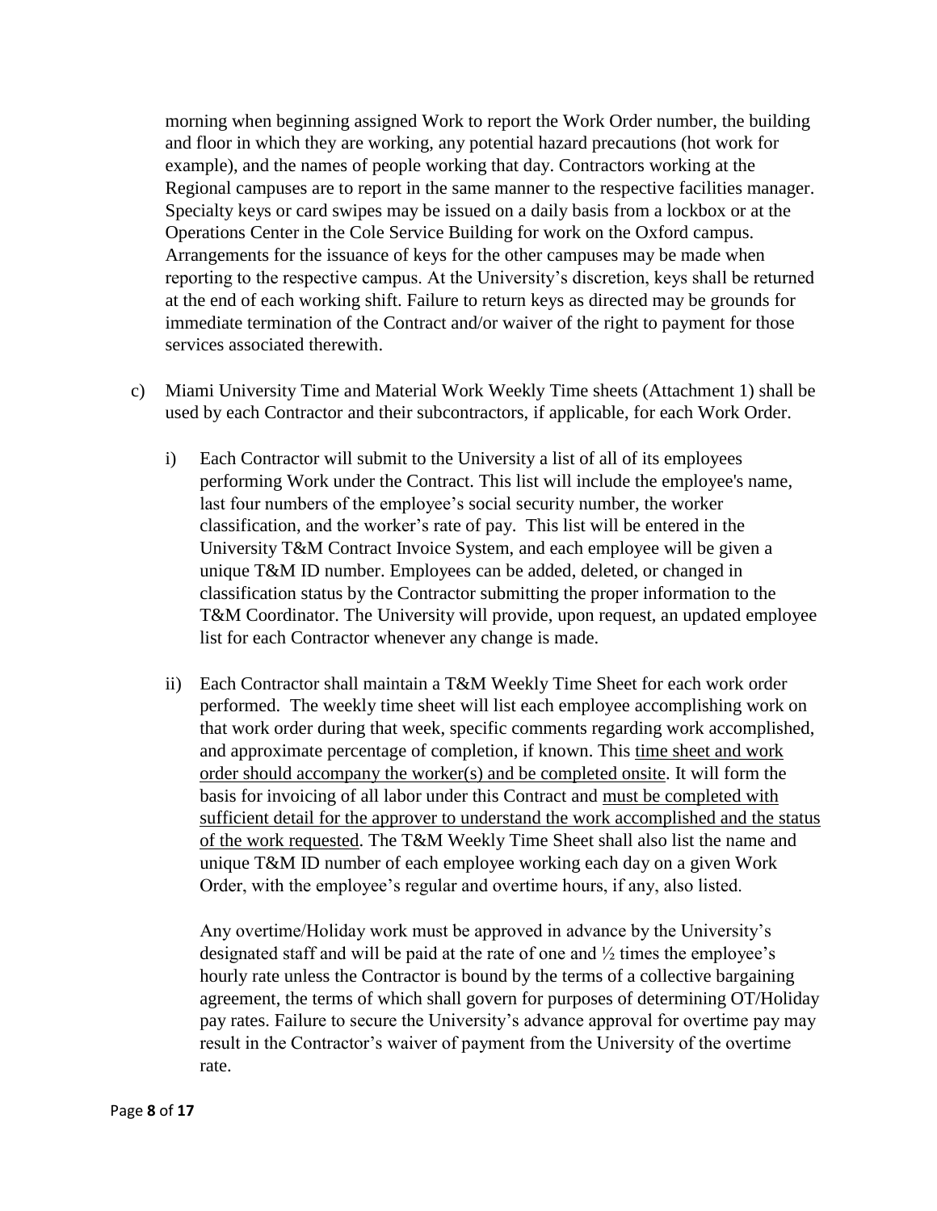morning when beginning assigned Work to report the Work Order number, the building and floor in which they are working, any potential hazard precautions (hot work for example), and the names of people working that day. Contractors working at the Regional campuses are to report in the same manner to the respective facilities manager. Specialty keys or card swipes may be issued on a daily basis from a lockbox or at the Operations Center in the Cole Service Building for work on the Oxford campus. Arrangements for the issuance of keys for the other campuses may be made when reporting to the respective campus. At the University's discretion, keys shall be returned at the end of each working shift. Failure to return keys as directed may be grounds for immediate termination of the Contract and/or waiver of the right to payment for those services associated therewith.

c) Miami University Time and Material Work Weekly Time sheets (Attachment 1) shall be used by each Contractor and their subcontractors, if applicable, for each Work Order.

   i) Each Contractor will submit to the University a list of all of its employees performing Work under the Contract. This list will include the employee's name, last four numbers of the employee's social security number, the worker classification, and the worker's rate of pay. This list will be entered in the University T&M Contract Invoice System, and each employee will be given a unique T&M ID number. Employees can be added, deleted, or changed in classification status by the Contractor submitting the proper information to the T&M Coordinator. The University will provide, upon request, an updated employee list for each Contractor whenever any change is made.

   ii) Each Contractor shall maintain a T&M Weekly Time Sheet for each work order performed. The weekly time sheet will list each employee accomplishing work on that work order during that week, specific comments regarding work accomplished, and approximate percentage of completion, if known. This <u>time sheet and work order should accompany the worker(s) and be completed onsite</u>. It will form the basis for invoicing of all labor under this Contract and <u>must be completed with sufficient detail for the approver to understand the work accomplished and the status of the work requested</u>. The T&M Weekly Time Sheet shall also list the name and unique T&M ID number of each employee working each day on a given Work Order, with the employee's regular and overtime hours, if any, also listed.

   Any overtime/Holiday work must be approved in advance by the University's designated staff and will be paid at the rate of one and ½ times the employee's hourly rate unless the Contractor is bound by the terms of a collective bargaining agreement, the terms of which shall govern for purposes of determining OT/Holiday pay rates. Failure to secure the University's advance approval for overtime pay may result in the Contractor's waiver of payment from the University of the overtime rate.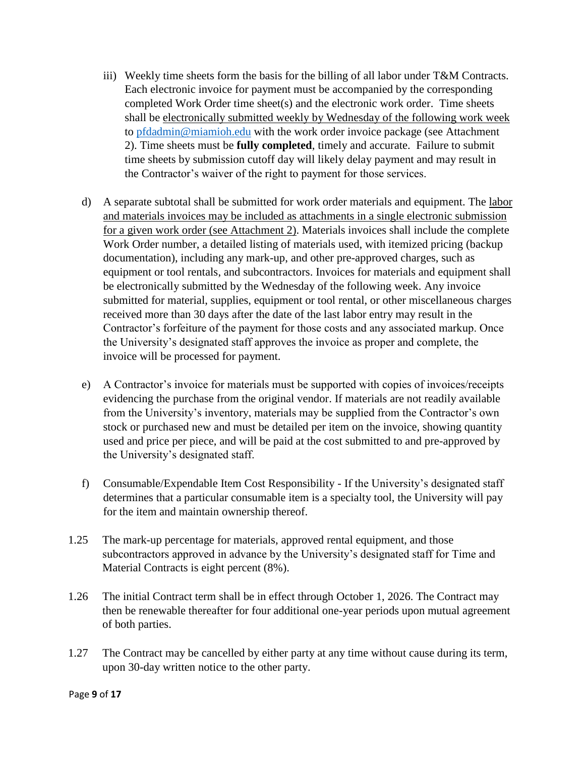iii) Weekly time sheets form the basis for the billing of all labor under T&M Contracts. Each electronic invoice for payment must be accompanied by the corresponding completed Work Order time sheet(s) and the electronic work order. Time sheets shall be <u>electronically submitted weekly by Wednesday of the following work week</u> to [pfdadmin@miamioh.edu](mailto:pfdadmin@miamioh.edu) with the work order invoice package (see Attachment 2). Time sheets must be **fully completed**, timely and accurate. Failure to submit time sheets by submission cutoff day will likely delay payment and may result in the Contractor's waiver of the right to payment for those services.

d) A separate subtotal shall be submitted for work order materials and equipment. The <u>labor and materials invoices may be included as attachments in a single electronic submission for a given work order (see Attachment 2)</u>. Materials invoices shall include the complete Work Order number, a detailed listing of materials used, with itemized pricing (backup documentation), including any mark-up, and other pre-approved charges, such as equipment or tool rentals, and subcontractors. Invoices for materials and equipment shall be electronically submitted by the Wednesday of the following week. Any invoice submitted for material, supplies, equipment or tool rental, or other miscellaneous charges received more than 30 days after the date of the last labor entry may result in the Contractor's forfeiture of the payment for those costs and any associated markup. Once the University's designated staff approves the invoice as proper and complete, the invoice will be processed for payment.

e) A Contractor's invoice for materials must be supported with copies of invoices/receipts evidencing the purchase from the original vendor. If materials are not readily available from the University's inventory, materials may be supplied from the Contractor's own stock or purchased new and must be detailed per item on the invoice, showing quantity used and price per piece, and will be paid at the cost submitted to and pre-approved by the University's designated staff.

f) Consumable/Expendable Item Cost Responsibility - If the University's designated staff determines that a particular consumable item is a specialty tool, the University will pay for the item and maintain ownership thereof.

1.25 The mark-up percentage for materials, approved rental equipment, and those subcontractors approved in advance by the University's designated staff for Time and Material Contracts is eight percent (8%).

1.26 The initial Contract term shall be in effect through October 1, 2026. The Contract may then be renewable thereafter for four additional one-year periods upon mutual agreement of both parties.

1.27 The Contract may be cancelled by either party at any time without cause during its term, upon 30-day written notice to the other party.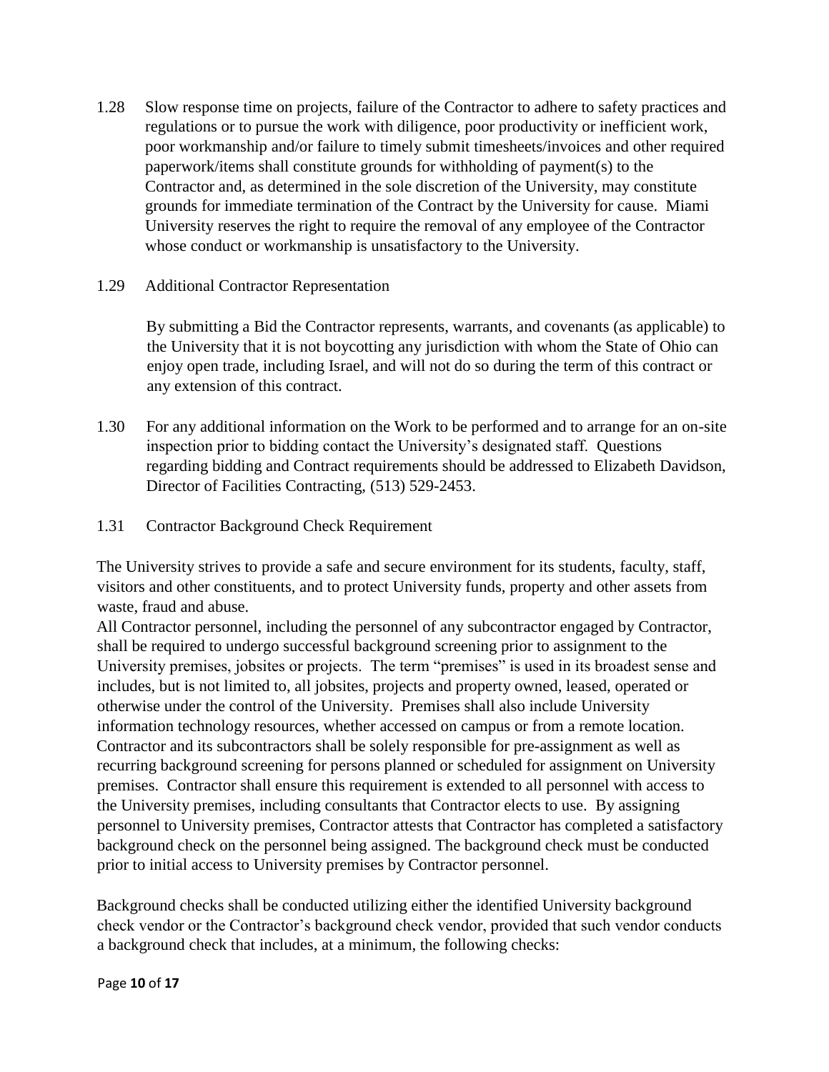1.28 Slow response time on projects, failure of the Contractor to adhere to safety practices and regulations or to pursue the work with diligence, poor productivity or inefficient work, poor workmanship and/or failure to timely submit timesheets/invoices and other required paperwork/items shall constitute grounds for withholding of payment(s) to the Contractor and, as determined in the sole discretion of the University, may constitute grounds for immediate termination of the Contract by the University for cause. Miami University reserves the right to require the removal of any employee of the Contractor whose conduct or workmanship is unsatisfactory to the University.

1.29 Additional Contractor Representation

By submitting a Bid the Contractor represents, warrants, and covenants (as applicable) to the University that it is not boycotting any jurisdiction with whom the State of Ohio can enjoy open trade, including Israel, and will not do so during the term of this contract or any extension of this contract.

1.30 For any additional information on the Work to be performed and to arrange for an on-site inspection prior to bidding contact the University's designated staff. Questions regarding bidding and Contract requirements should be addressed to Elizabeth Davidson, Director of Facilities Contracting, (513) 529-2453.

1.31 Contractor Background Check Requirement

The University strives to provide a safe and secure environment for its students, faculty, staff, visitors and other constituents, and to protect University funds, property and other assets from waste, fraud and abuse.

All Contractor personnel, including the personnel of any subcontractor engaged by Contractor, shall be required to undergo successful background screening prior to assignment to the University premises, jobsites or projects. The term "premises" is used in its broadest sense and includes, but is not limited to, all jobsites, projects and property owned, leased, operated or otherwise under the control of the University. Premises shall also include University information technology resources, whether accessed on campus or from a remote location. Contractor and its subcontractors shall be solely responsible for pre-assignment as well as recurring background screening for persons planned or scheduled for assignment on University premises. Contractor shall ensure this requirement is extended to all personnel with access to the University premises, including consultants that Contractor elects to use. By assigning personnel to University premises, Contractor attests that Contractor has completed a satisfactory background check on the personnel being assigned. The background check must be conducted prior to initial access to University premises by Contractor personnel.

Background checks shall be conducted utilizing either the identified University background check vendor or the Contractor's background check vendor, provided that such vendor conducts a background check that includes, at a minimum, the following checks: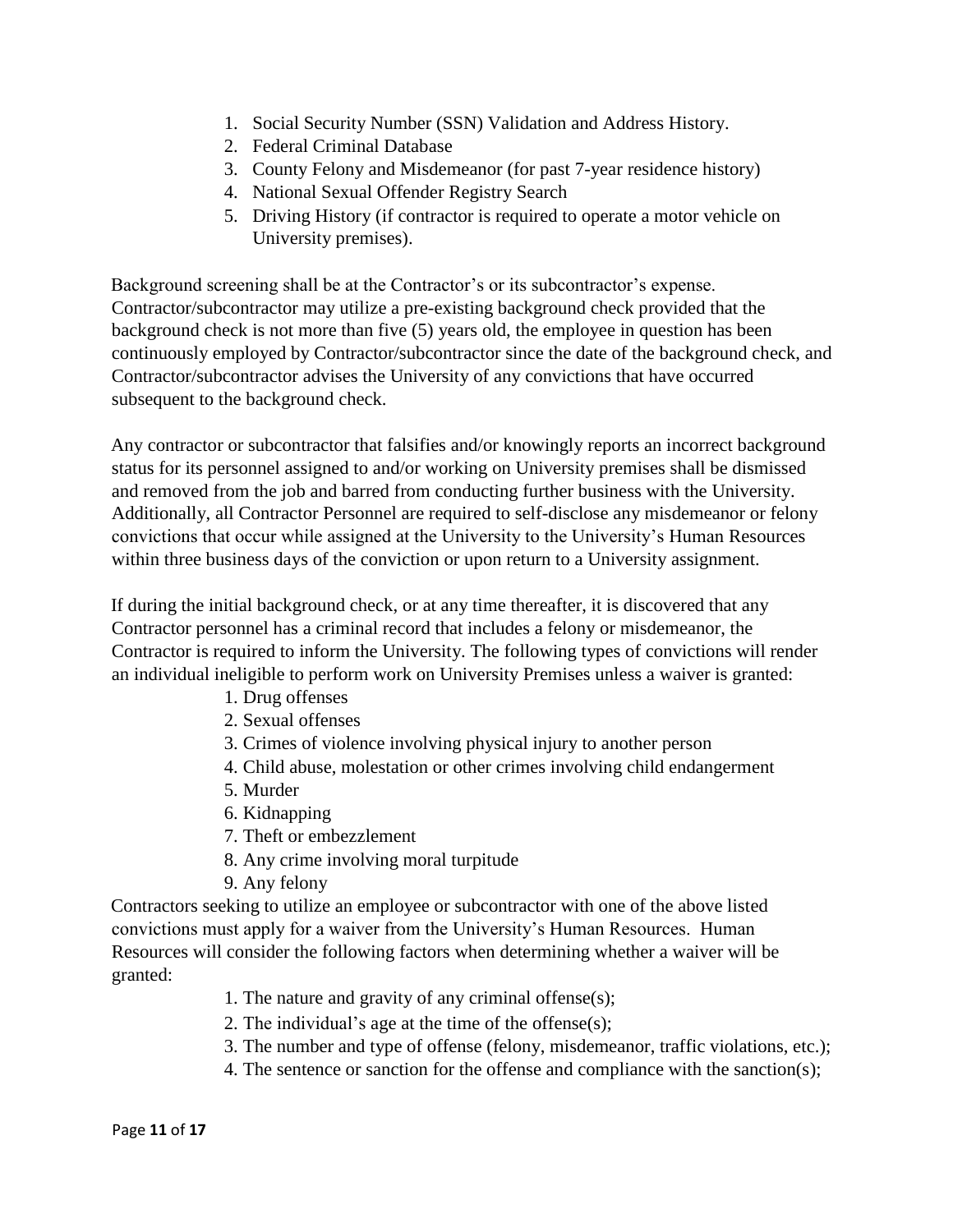1. Social Security Number (SSN) Validation and Address History.
2. Federal Criminal Database
3. County Felony and Misdemeanor (for past 7-year residence history)
4. National Sexual Offender Registry Search
5. Driving History (if contractor is required to operate a motor vehicle on University premises).

Background screening shall be at the Contractor's or its subcontractor's expense. Contractor/subcontractor may utilize a pre-existing background check provided that the background check is not more than five (5) years old, the employee in question has been continuously employed by Contractor/subcontractor since the date of the background check, and Contractor/subcontractor advises the University of any convictions that have occurred subsequent to the background check.

Any contractor or subcontractor that falsifies and/or knowingly reports an incorrect background status for its personnel assigned to and/or working on University premises shall be dismissed and removed from the job and barred from conducting further business with the University. Additionally, all Contractor Personnel are required to self-disclose any misdemeanor or felony convictions that occur while assigned at the University to the University's Human Resources within three business days of the conviction or upon return to a University assignment.

If during the initial background check, or at any time thereafter, it is discovered that any Contractor personnel has a criminal record that includes a felony or misdemeanor, the Contractor is required to inform the University. The following types of convictions will render an individual ineligible to perform work on University Premises unless a waiver is granted:

1. Drug offenses
2. Sexual offenses
3. Crimes of violence involving physical injury to another person
4. Child abuse, molestation or other crimes involving child endangerment
5. Murder
6. Kidnapping
7. Theft or embezzlement
8. Any crime involving moral turpitude
9. Any felony

Contractors seeking to utilize an employee or subcontractor with one of the above listed convictions must apply for a waiver from the University's Human Resources. Human Resources will consider the following factors when determining whether a waiver will be granted:

1. The nature and gravity of any criminal offense(s);
2. The individual's age at the time of the offense(s);
3. The number and type of offense (felony, misdemeanor, traffic violations, etc.);
4. The sentence or sanction for the offense and compliance with the sanction(s);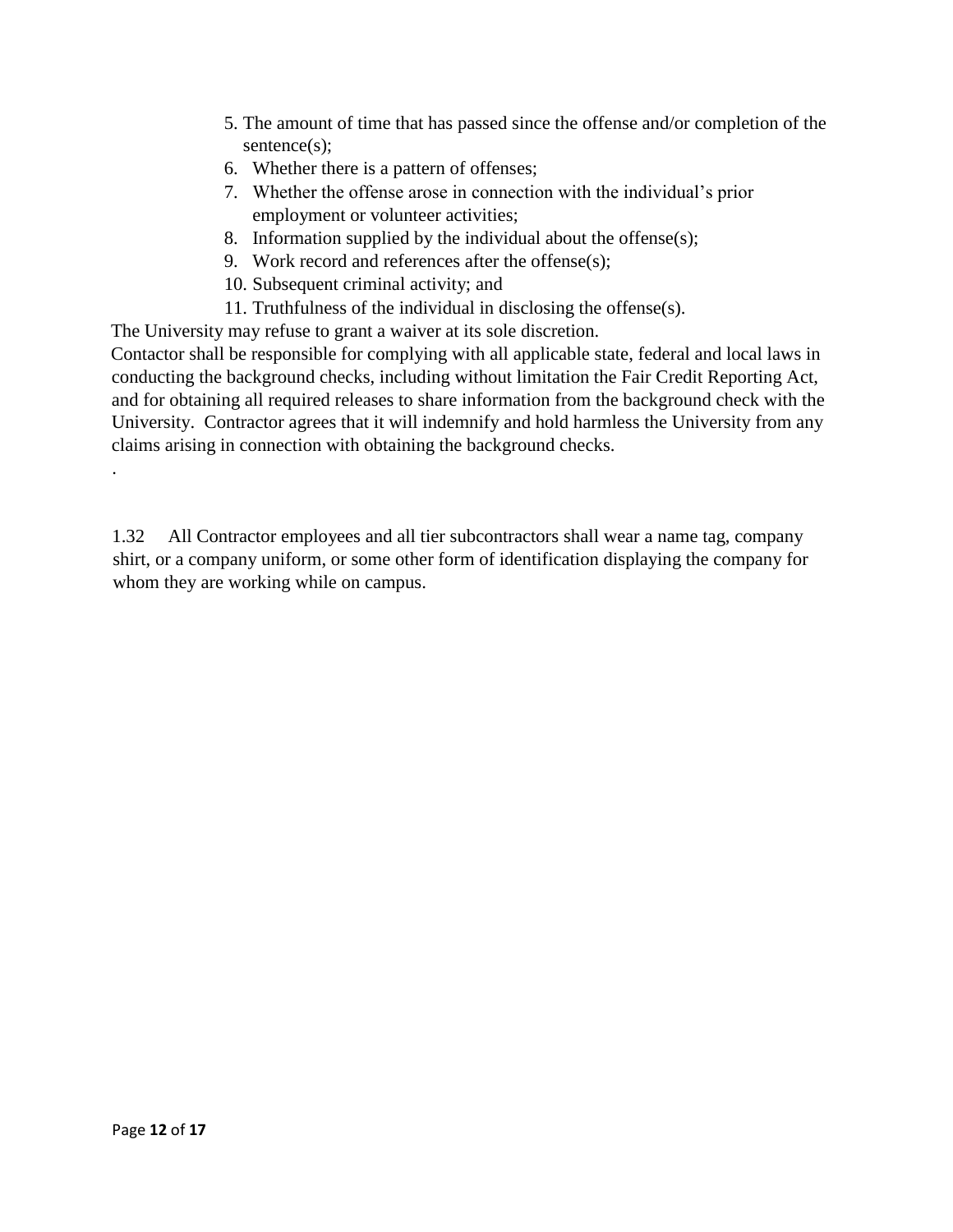5. The amount of time that has passed since the offense and/or completion of the sentence(s);
6. Whether there is a pattern of offenses;
7. Whether the offense arose in connection with the individual's prior employment or volunteer activities;
8. Information supplied by the individual about the offense(s);
9. Work record and references after the offense(s);
10. Subsequent criminal activity; and
11. Truthfulness of the individual in disclosing the offense(s).

The University may refuse to grant a waiver at its sole discretion.

Contactor shall be responsible for complying with all applicable state, federal and local laws in conducting the background checks, including without limitation the Fair Credit Reporting Act, and for obtaining all required releases to share information from the background check with the University. Contractor agrees that it will indemnify and hold harmless the University from any claims arising in connection with obtaining the background checks.

.

1.32 All Contractor employees and all tier subcontractors shall wear a name tag, company shirt, or a company uniform, or some other form of identification displaying the company for whom they are working while on campus.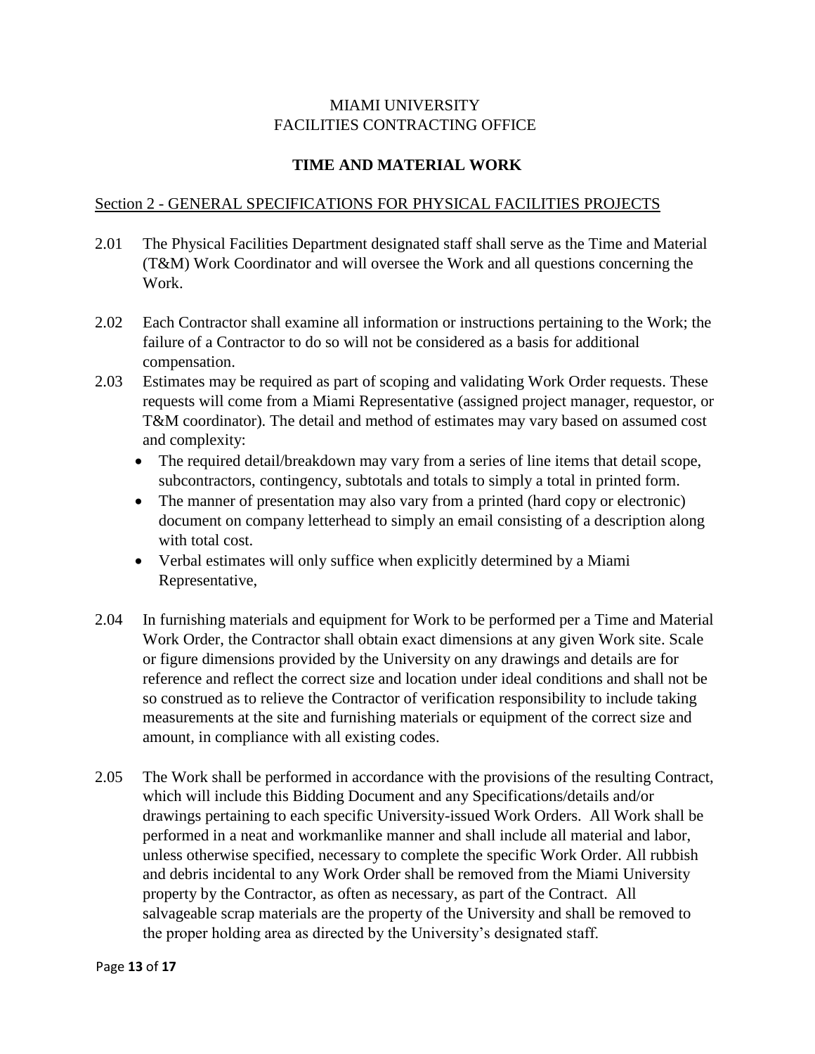MIAMI UNIVERSITY
FACILITIES CONTRACTING OFFICE

# TIME AND MATERIAL WORK

## Section 2 - GENERAL SPECIFICATIONS FOR PHYSICAL FACILITIES PROJECTS

2.01 The Physical Facilities Department designated staff shall serve as the Time and Material (T&M) Work Coordinator and will oversee the Work and all questions concerning the Work.

2.02 Each Contractor shall examine all information or instructions pertaining to the Work; the failure of a Contractor to do so will not be considered as a basis for additional compensation.

2.03 Estimates may be required as part of scoping and validating Work Order requests. These requests will come from a Miami Representative (assigned project manager, requestor, or T&M coordinator). The detail and method of estimates may vary based on assumed cost and complexity:

- The required detail/breakdown may vary from a series of line items that detail scope, subcontractors, contingency, subtotals and totals to simply a total in printed form.
- The manner of presentation may also vary from a printed (hard copy or electronic) document on company letterhead to simply an email consisting of a description along with total cost.
- Verbal estimates will only suffice when explicitly determined by a Miami Representative,

2.04 In furnishing materials and equipment for Work to be performed per a Time and Material Work Order, the Contractor shall obtain exact dimensions at any given Work site. Scale or figure dimensions provided by the University on any drawings and details are for reference and reflect the correct size and location under ideal conditions and shall not be so construed as to relieve the Contractor of verification responsibility to include taking measurements at the site and furnishing materials or equipment of the correct size and amount, in compliance with all existing codes.

2.05 The Work shall be performed in accordance with the provisions of the resulting Contract, which will include this Bidding Document and any Specifications/details and/or drawings pertaining to each specific University-issued Work Orders. All Work shall be performed in a neat and workmanlike manner and shall include all material and labor, unless otherwise specified, necessary to complete the specific Work Order. All rubbish and debris incidental to any Work Order shall be removed from the Miami University property by the Contractor, as often as necessary, as part of the Contract. All salvageable scrap materials are the property of the University and shall be removed to the proper holding area as directed by the University's designated staff.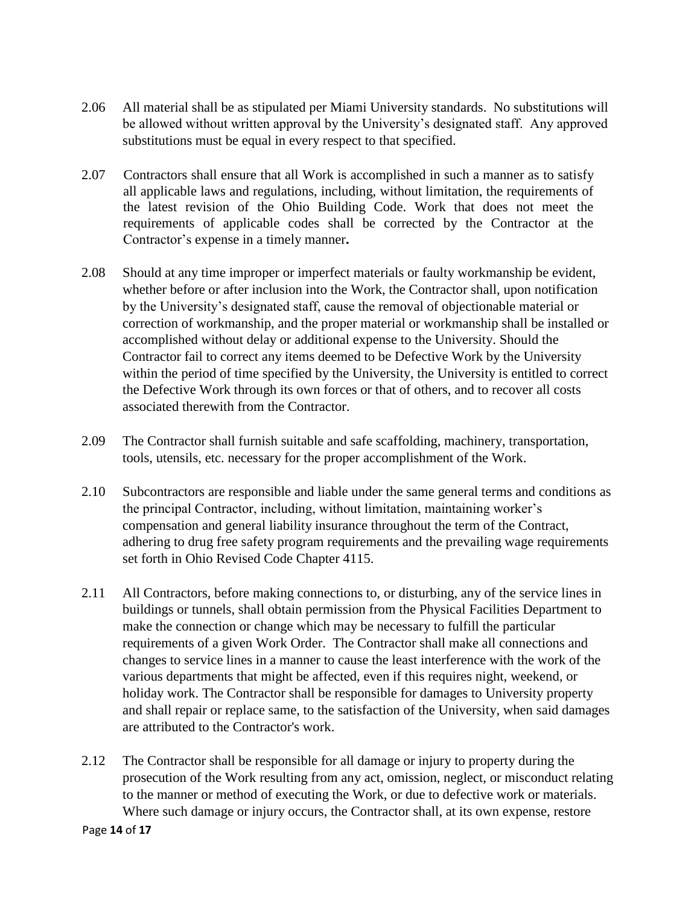2.06 All material shall be as stipulated per Miami University standards. No substitutions will be allowed without written approval by the University's designated staff. Any approved substitutions must be equal in every respect to that specified.

2.07 Contractors shall ensure that all Work is accomplished in such a manner as to satisfy all applicable laws and regulations, including, without limitation, the requirements of the latest revision of the Ohio Building Code. Work that does not meet the requirements of applicable codes shall be corrected by the Contractor at the Contractor's expense in a timely manner**.**

2.08 Should at any time improper or imperfect materials or faulty workmanship be evident, whether before or after inclusion into the Work, the Contractor shall, upon notification by the University's designated staff, cause the removal of objectionable material or correction of workmanship, and the proper material or workmanship shall be installed or accomplished without delay or additional expense to the University. Should the Contractor fail to correct any items deemed to be Defective Work by the University within the period of time specified by the University, the University is entitled to correct the Defective Work through its own forces or that of others, and to recover all costs associated therewith from the Contractor.

2.09 The Contractor shall furnish suitable and safe scaffolding, machinery, transportation, tools, utensils, etc. necessary for the proper accomplishment of the Work.

2.10 Subcontractors are responsible and liable under the same general terms and conditions as the principal Contractor, including, without limitation, maintaining worker's compensation and general liability insurance throughout the term of the Contract, adhering to drug free safety program requirements and the prevailing wage requirements set forth in Ohio Revised Code Chapter 4115.

2.11 All Contractors, before making connections to, or disturbing, any of the service lines in buildings or tunnels, shall obtain permission from the Physical Facilities Department to make the connection or change which may be necessary to fulfill the particular requirements of a given Work Order. The Contractor shall make all connections and changes to service lines in a manner to cause the least interference with the work of the various departments that might be affected, even if this requires night, weekend, or holiday work. The Contractor shall be responsible for damages to University property and shall repair or replace same, to the satisfaction of the University, when said damages are attributed to the Contractor's work.

2.12 The Contractor shall be responsible for all damage or injury to property during the prosecution of the Work resulting from any act, omission, neglect, or misconduct relating to the manner or method of executing the Work, or due to defective work or materials. Where such damage or injury occurs, the Contractor shall, at its own expense, restore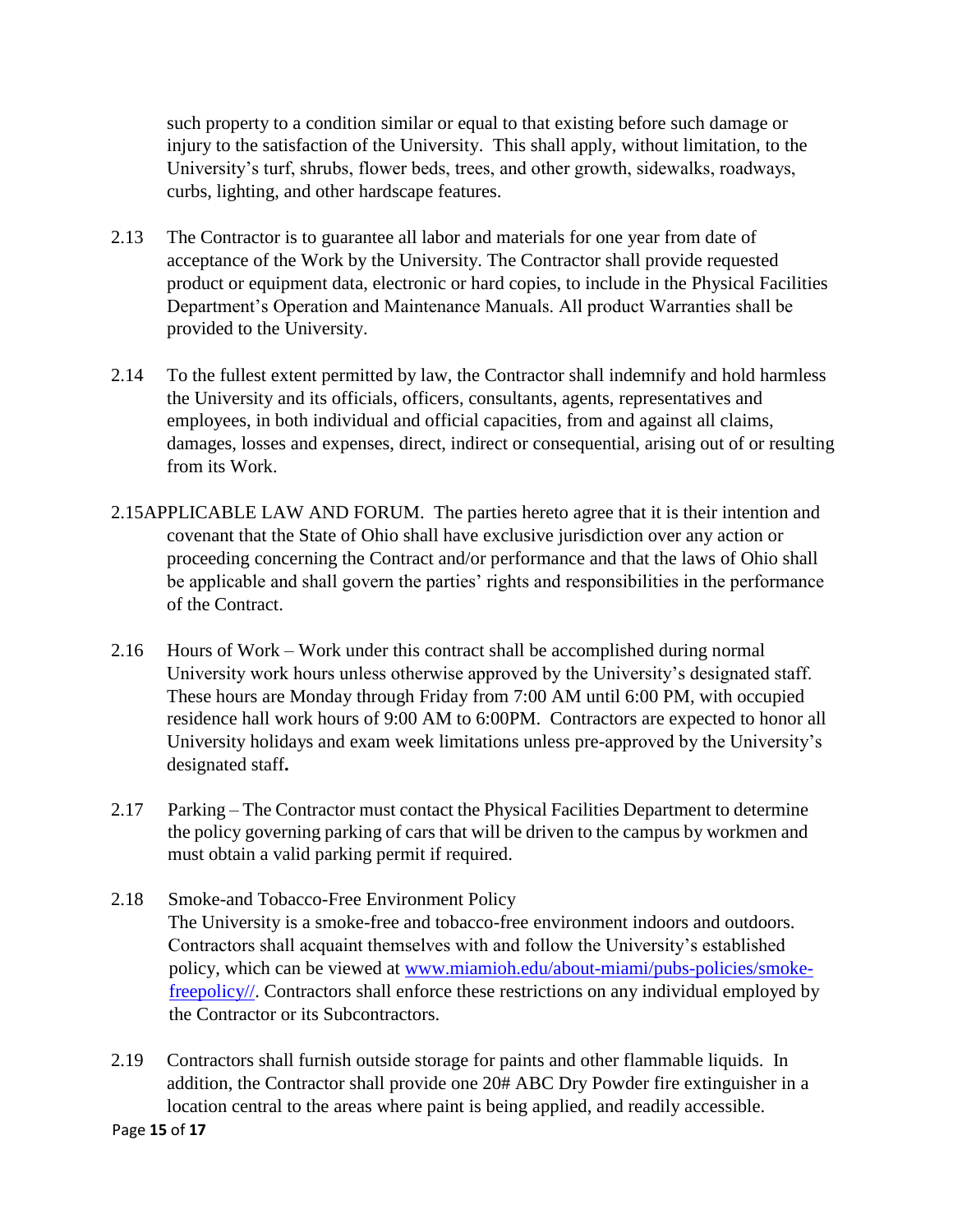such property to a condition similar or equal to that existing before such damage or injury to the satisfaction of the University. This shall apply, without limitation, to the University's turf, shrubs, flower beds, trees, and other growth, sidewalks, roadways, curbs, lighting, and other hardscape features.

2.13 The Contractor is to guarantee all labor and materials for one year from date of acceptance of the Work by the University. The Contractor shall provide requested product or equipment data, electronic or hard copies, to include in the Physical Facilities Department's Operation and Maintenance Manuals. All product Warranties shall be provided to the University.

2.14 To the fullest extent permitted by law, the Contractor shall indemnify and hold harmless the University and its officials, officers, consultants, agents, representatives and employees, in both individual and official capacities, from and against all claims, damages, losses and expenses, direct, indirect or consequential, arising out of or resulting from its Work.

2.15APPLICABLE LAW AND FORUM. The parties hereto agree that it is their intention and covenant that the State of Ohio shall have exclusive jurisdiction over any action or proceeding concerning the Contract and/or performance and that the laws of Ohio shall be applicable and shall govern the parties' rights and responsibilities in the performance of the Contract.

2.16 Hours of Work – Work under this contract shall be accomplished during normal University work hours unless otherwise approved by the University's designated staff. These hours are Monday through Friday from 7:00 AM until 6:00 PM, with occupied residence hall work hours of 9:00 AM to 6:00PM. Contractors are expected to honor all University holidays and exam week limitations unless pre-approved by the University's designated staff**.**

2.17 Parking – The Contractor must contact the Physical Facilities Department to determine the policy governing parking of cars that will be driven to the campus by workmen and must obtain a valid parking permit if required.

2.18 Smoke-and Tobacco-Free Environment Policy
The University is a smoke-free and tobacco-free environment indoors and outdoors. Contractors shall acquaint themselves with and follow the University's established policy, which can be viewed at [www.miamioh.edu/about-miami/pubs-policies/smoke-freepolicy//](http://www.miamioh.edu/about-miami/pubs-policies/smoke-freepolicy//). Contractors shall enforce these restrictions on any individual employed by the Contractor or its Subcontractors.

2.19 Contractors shall furnish outside storage for paints and other flammable liquids. In addition, the Contractor shall provide one 20# ABC Dry Powder fire extinguisher in a location central to the areas where paint is being applied, and readily accessible.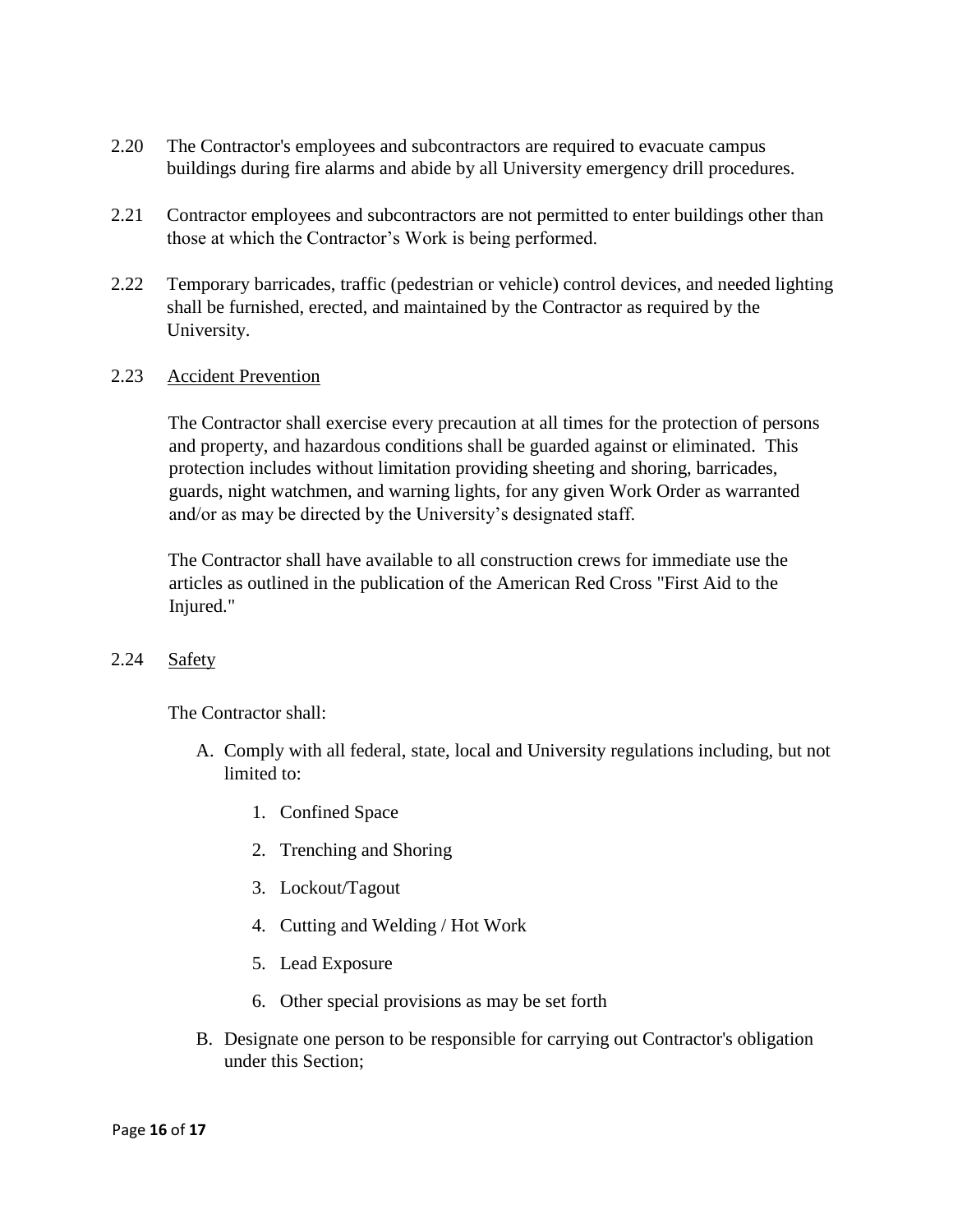2.20 The Contractor's employees and subcontractors are required to evacuate campus buildings during fire alarms and abide by all University emergency drill procedures.

2.21 Contractor employees and subcontractors are not permitted to enter buildings other than those at which the Contractor's Work is being performed.

2.22 Temporary barricades, traffic (pedestrian or vehicle) control devices, and needed lighting shall be furnished, erected, and maintained by the Contractor as required by the University.

2.23 <u>Accident Prevention</u>

The Contractor shall exercise every precaution at all times for the protection of persons and property, and hazardous conditions shall be guarded against or eliminated. This protection includes without limitation providing sheeting and shoring, barricades, guards, night watchmen, and warning lights, for any given Work Order as warranted and/or as may be directed by the University's designated staff.

The Contractor shall have available to all construction crews for immediate use the articles as outlined in the publication of the American Red Cross "First Aid to the Injured."

2.24 <u>Safety</u>

The Contractor shall:

A. Comply with all federal, state, local and University regulations including, but not limited to:

    1. Confined Space
    2. Trenching and Shoring
    3. Lockout/Tagout
    4. Cutting and Welding / Hot Work
    5. Lead Exposure
    6. Other special provisions as may be set forth

B. Designate one person to be responsible for carrying out Contractor's obligation under this Section;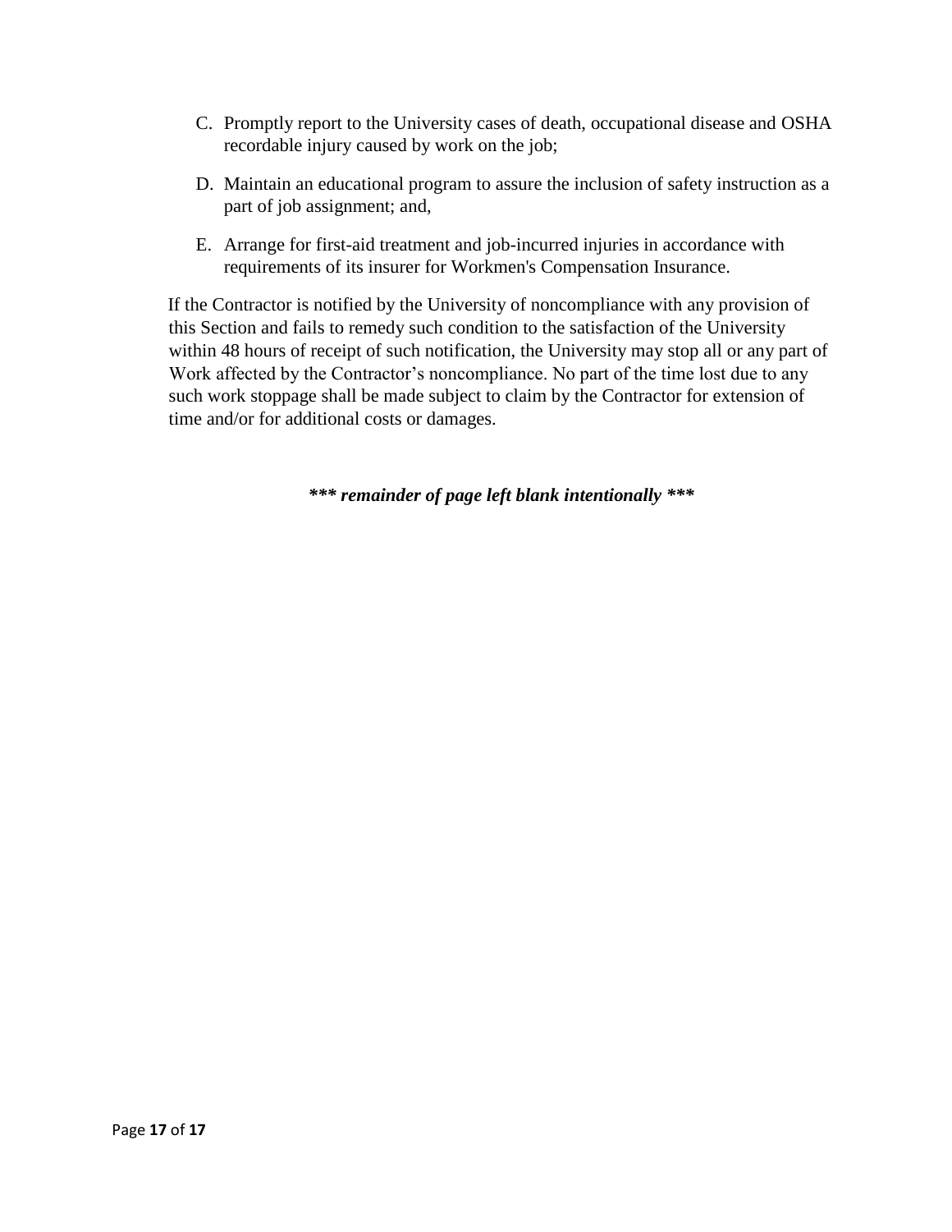C. Promptly report to the University cases of death, occupational disease and OSHA recordable injury caused by work on the job;

D. Maintain an educational program to assure the inclusion of safety instruction as a part of job assignment; and,

E. Arrange for first-aid treatment and job-incurred injuries in accordance with requirements of its insurer for Workmen's Compensation Insurance.

If the Contractor is notified by the University of noncompliance with any provision of this Section and fails to remedy such condition to the satisfaction of the University within 48 hours of receipt of such notification, the University may stop all or any part of Work affected by the Contractor's noncompliance. No part of the time lost due to any such work stoppage shall be made subject to claim by the Contractor for extension of time and/or for additional costs or damages.

***\*\*\* remainder of page left blank intentionally \*\*\****